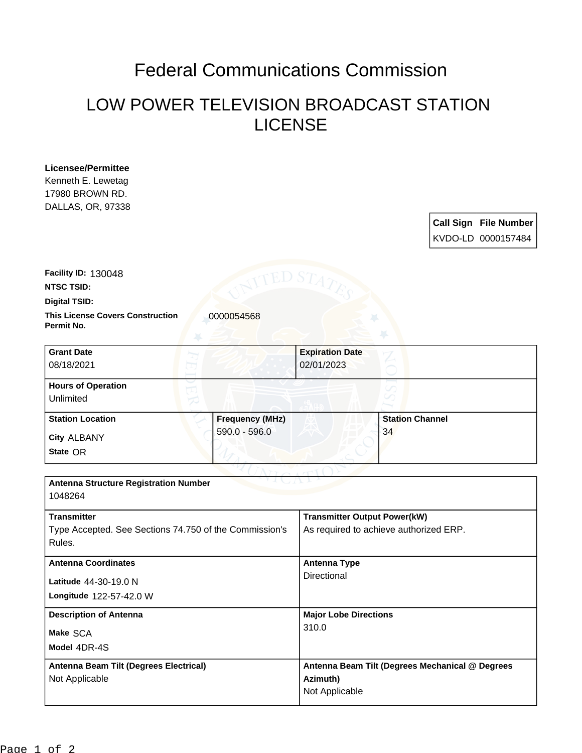# Federal Communications Commission

## LOW POWER TELEVISION BROADCAST STATION LICENSE

**Licensee/Permittee**
Kenneth E. Lewetag
17980 BROWN RD.
DALLAS, OR, 97338

| Call Sign | File Number |
| --- | --- |
| KVDO-LD | 0000157484 |

**Facility ID:** 130048

**NTSC TSID:**

**Digital TSID:**

**This License Covers Construction Permit No.** 0000054568

| Grant Date | Expiration Date |
| --- | --- |
| 08/18/2021 | 02/01/2023 |

| Hours of Operation |
| --- |
| Unlimited |

| Station Location | Frequency (MHz) | Station Channel |
| --- | --- | --- |
| City ALBANY<br>State OR | 590.0 - 596.0 | 34 |

| Antenna Structure Registration Number |
| --- |
| 1048264 |

| Transmitter | Transmitter Output Power(kW) |
| --- | --- |
| Type Accepted. See Sections 74.750 of the Commission's Rules. | As required to achieve authorized ERP. |

| Antenna Coordinates | Antenna Type |
| --- | --- |
| Latitude 44-30-19.0 N<br>Longitude 122-57-42.0 W | Directional |

| Description of Antenna | Major Lobe Directions |
| --- | --- |
| Make SCA<br>Model 4DR-4S | 310.0 |

| Antenna Beam Tilt (Degrees Electrical) | Antenna Beam Tilt (Degrees Mechanical @ Degrees Azimuth) |
| --- | --- |
| Not Applicable | Not Applicable |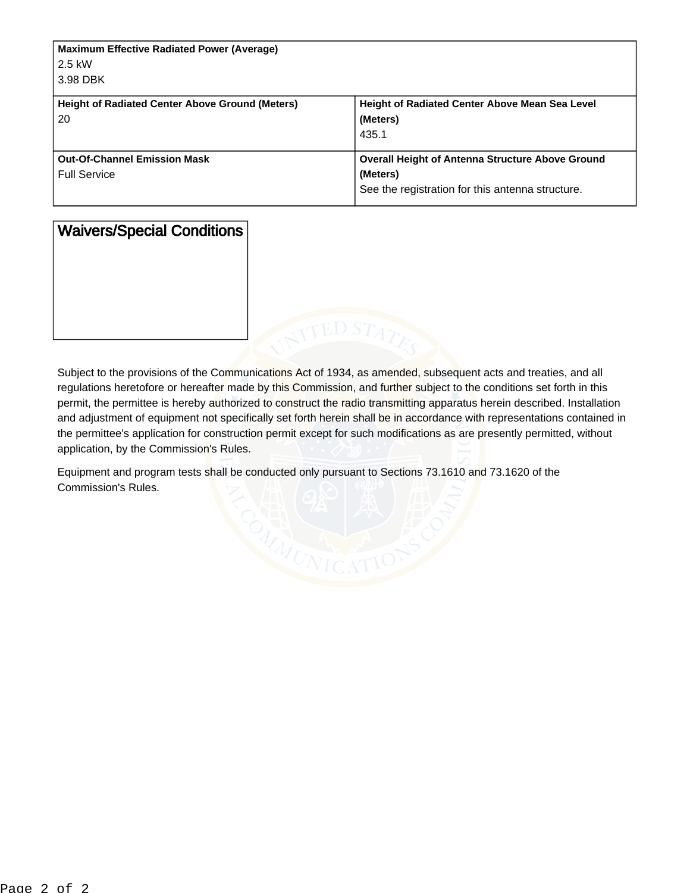| | |
|---|---|
| **Maximum Effective Radiated Power (Average)**<br>2.5 kW<br>3.98 DBK | |
| **Height of Radiated Center Above Ground (Meters)**<br>20 | **Height of Radiated Center Above Mean Sea Level (Meters)**<br>435.1 |
| **Out-Of-Channel Emission Mask**<br>Full Service | **Overall Height of Antenna Structure Above Ground (Meters)**<br>See the registration for this antenna structure. |

## Waivers/Special Conditions

Subject to the provisions of the Communications Act of 1934, as amended, subsequent acts and treaties, and all regulations heretofore or hereafter made by this Commission, and further subject to the conditions set forth in this permit, the permittee is hereby authorized to construct the radio transmitting apparatus herein described. Installation and adjustment of equipment not specifically set forth herein shall be in accordance with representations contained in the permittee's application for construction permit except for such modifications as are presently permitted, without application, by the Commission's Rules.

Equipment and program tests shall be conducted only pursuant to Sections 73.1610 and 73.1620 of the Commission's Rules.